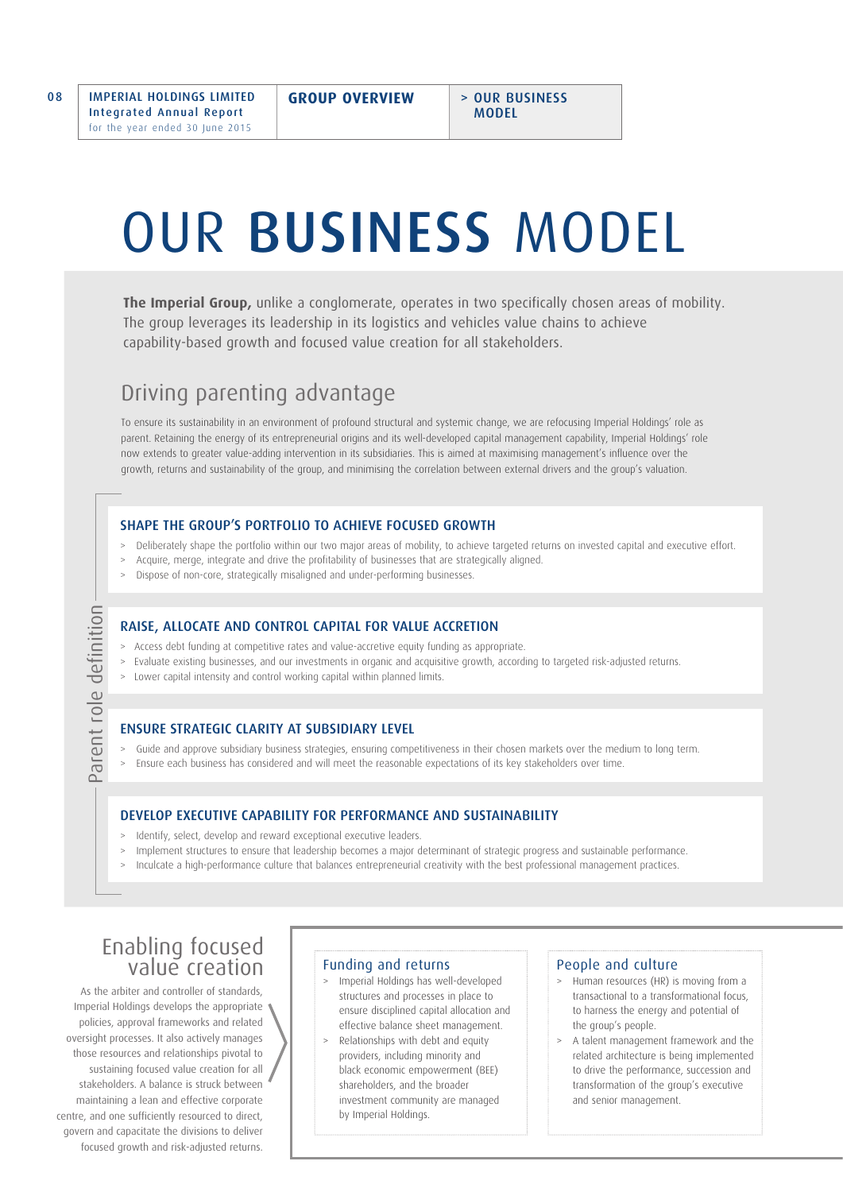# OUR **BUSINESS** MODEL

**The Imperial Group,** unlike a conglomerate, operates in two specifically chosen areas of mobility. The group leverages its leadership in its logistics and vehicles value chains to achieve capability-based growth and focused value creation for all stakeholders.

## Driving parenting advantage

To ensure its sustainability in an environment of profound structural and systemic change, we are refocusing Imperial Holdings' role as parent. Retaining the energy of its entrepreneurial origins and its well-developed capital management capability, Imperial Holdings' role now extends to greater value-adding intervention in its subsidiaries. This is aimed at maximising management's influence over the growth, returns and sustainability of the group, and minimising the correlation between external drivers and the group's valuation.

Parent role definition

### SHAPE THE GROUP'S PORTFOLIO TO ACHIEVE FOCUSED GROWTH

- Deliberately shape the portfolio within our two major areas of mobility, to achieve targeted returns on invested capital and executive effort.
- Acquire, merge, integrate and drive the profitability of businesses that are strategically aligned.
- Dispose of non-core, strategically misaligned and under-performing businesses.

### RAISE, ALLOCATE AND CONTROL CAPITAL FOR VALUE ACCRETION

- Access debt funding at competitive rates and value-accretive equity funding as appropriate.
- Evaluate existing businesses, and our investments in organic and acquisitive growth, according to targeted risk-adjusted returns.
- Lower capital intensity and control working capital within planned limits.

### ENSURE STRATEGIC CLARITY AT SUBSIDIARY LEVEL

- Guide and approve subsidiary business strategies, ensuring competitiveness in their chosen markets over the medium to long term.
- Ensure each business has considered and will meet the reasonable expectations of its key stakeholders over time.

### DEVELOP EXECUTIVE CAPABILITY FOR PERFORMANCE AND SUSTAINABILITY

- Identify, select, develop and reward exceptional executive leaders.
- Implement structures to ensure that leadership becomes a major determinant of strategic progress and sustainable performance.
- Inculcate a high-performance culture that balances entrepreneurial creativity with the best professional management practices.

## Enabling focused value creation

As the arbiter and controller of standards, Imperial Holdings develops the appropriate policies, approval frameworks and related oversight processes. It also actively manages those resources and relationships pivotal to sustaining focused value creation for all stakeholders. A balance is struck between maintaining a lean and effective corporate centre, and one sufficiently resourced to direct, govern and capacitate the divisions to deliver focused growth and risk-adjusted returns.

### Funding and returns

- Imperial Holdings has well-developed structures and processes in place to ensure disciplined capital allocation and effective balance sheet management.
- Relationships with debt and equity providers, including minority and black economic empowerment (BEE) shareholders, and the broader investment community are managed by Imperial Holdings.

### People and culture

- Human resources (HR) is moving from a transactional to a transformational focus, to harness the energy and potential of the group's people.
- A talent management framework and the related architecture is being implemented to drive the performance, succession and transformation of the group's executive and senior management.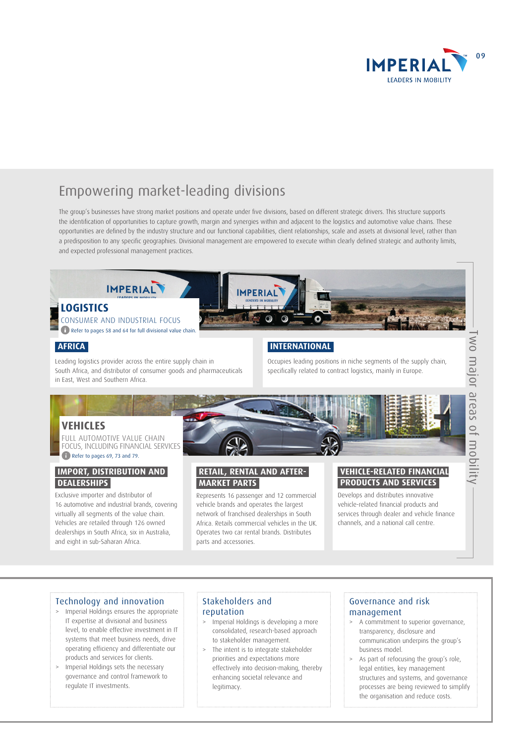# Empowering market-leading divisions

The group's businesses have strong market positions and operate under five divisions, based on different strategic drivers. This structure supports the identification of opportunities to capture growth, margin and synergies within and adjacent to the logistics and automotive value chains. These opportunities are defined by the industry structure and our functional capabilities, client relationships, scale and assets at divisional level, rather than a predisposition to any specific geographies. Divisional management are empowered to execute within clearly defined strategic and authority limits, and expected professional management practices.

Two major areas of mobility

## LOGISTICS

CONSUMER AND INDUSTRIAL FOCUS

Refer to pages 58 and 64 for full divisional value chain.

### AFRICA

Leading logistics provider across the entire supply chain in South Africa, and distributor of consumer goods and pharmaceuticals in East, West and Southern Africa.

### INTERNATIONAL

Occupies leading positions in niche segments of the supply chain, specifically related to contract logistics, mainly in Europe.

## VEHICLES

FULL AUTOMOTIVE VALUE CHAIN FOCUS, INCLUDING FINANCIAL SERVICES

Refer to pages 69, 73 and 79.

### IMPORT, DISTRIBUTION AND DEALERSHIPS

Exclusive importer and distributor of 16 automotive and industrial brands, covering virtually all segments of the value chain. Vehicles are retailed through 126 owned dealerships in South Africa, six in Australia, and eight in sub-Saharan Africa.

### RETAIL, RENTAL AND AFTER-MARKET PARTS

Represents 16 passenger and 12 commercial vehicle brands and operates the largest network of franchised dealerships in South Africa. Retails commercial vehicles in the UK. Operates two car rental brands. Distributes parts and accessories.

### VEHICLE-RELATED FINANCIAL PRODUCTS AND SERVICES

Develops and distributes innovative vehicle-related financial products and services through dealer and vehicle finance channels, and a national call centre.

## Technology and innovation

- Imperial Holdings ensures the appropriate IT expertise at divisional and business level, to enable effective investment in IT systems that meet business needs, drive operating efficiency and differentiate our products and services for clients.
- Imperial Holdings sets the necessary governance and control framework to regulate IT investments.

## Stakeholders and reputation

- Imperial Holdings is developing a more consolidated, research-based approach to stakeholder management.
- The intent is to integrate stakeholder priorities and expectations more effectively into decision-making, thereby enhancing societal relevance and legitimacy.

## Governance and risk management

- A commitment to superior governance, transparency, disclosure and communication underpins the group's business model.
- As part of refocusing the group's role, legal entities, key management structures and systems, and governance processes are being reviewed to simplify the organisation and reduce costs.